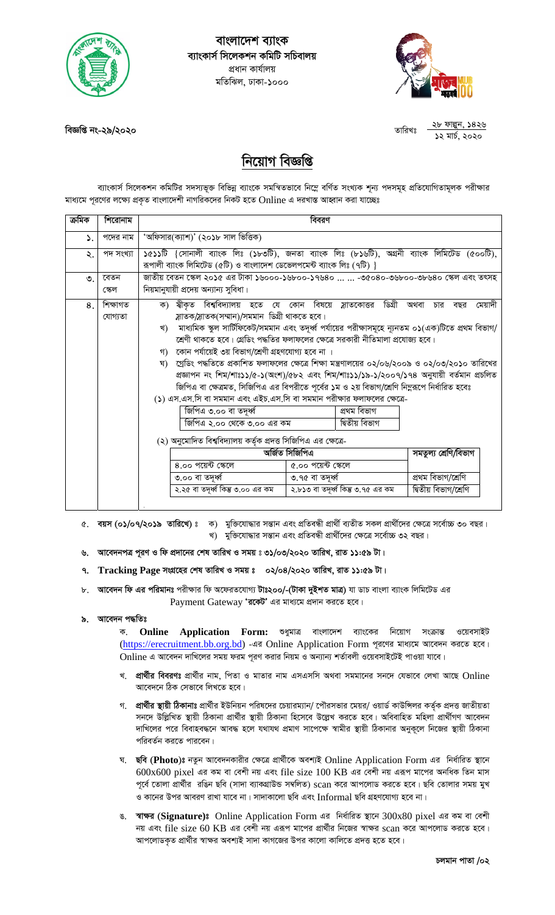# বাংলাদেশ ব্যাংক

## ব্যাংকার্স সিলেকশন কমিটি সচিবালয়

প্রধান কার্যালয়
মতিঝিল, ঢাকা-১০০০

**বিজ্ঞপ্তি নং-২৯/২০২০**

তারিখঃ ২৮ ফাল্গুন, ১৪২৬ / ১২ মার্চ, ২০২০

# নিয়োগ বিজ্ঞপ্তি

ব্যাংকার্স সিলেকশন কমিটির সদস্যভুক্ত বিভিন্ন ব্যাংকে সমন্বিতভাবে নিম্নে বর্ণিত সংখ্যক শূন্য পদসমূহ প্রতিযোগিতামূলক পরীক্ষার মাধ্যমে পূরণের লক্ষ্যে প্রকৃত বাংলাদেশী নাগরিকদের নিকট হতে Online এ দরখাস্ত আহ্বান করা যাচ্ছেঃ

| ক্রমিক | শিরোনাম | বিবরণ |
|---|---|---|
| ১. | পদের নাম | 'অফিসার(ক্যাশ)' (২০১৮ সাল ভিত্তিক) |
| ২. | পদ সংখ্যা | ১৫১১টি {সোনালী ব্যাংক লিঃ (১৮৩টি), জনতা ব্যাংক লিঃ (৮১৬টি), অগ্রনী ব্যাংক লিমিটেড (৫০০টি), রূপালী ব্যাংক লিমিটেড (৫টি) ও বাংলাদেশ ডেভেলপমেন্ট ব্যাংক লিঃ (৭টি) } |
| ৩. | বেতন স্কেল | জাতীয় বেতন স্কেল ২০১৫ এর টাকা ১৬০০০-১৬৮০০-১৭৬৪০ ... ... -৩৫০৪০-৩৬৮০০-৩৮৬৪০ স্কেল এবং তৎসহ নিয়মানুযায়ী প্রদেয় অন্যান্য সুবিধা। |
| ৪. | শিক্ষাগত যোগ্যতা | ক) স্বীকৃত বিশ্ববিদ্যালয় হতে যে কোন বিষয়ে স্নাতকোত্তর ডিগ্রী অথবা চার বছর মেয়াদী স্নাতক/স্নাতক(সম্মান)/সমমান ডিগ্রী থাকতে হবে।<br>খ) মাধ্যমিক স্কুল সার্টিফিকেট/সমমান এবং তদূর্ধ্ব পর্যায়ের পরীক্ষাসমূহে ন্যূনতম ০১(এক)টিতে প্রথম বিভাগ/শ্রেণী থাকতে হবে। গ্রেডিং পদ্ধতির ফলাফলের ক্ষেত্রে সরকারী নীতিমালা প্রযোজ্য হবে।<br>গ) কোন পর্যায়েই ৩য় বিভাগ/শ্রেণী গ্রহণযোগ্য হবে না ।<br>ঘ) গ্রেডিং পদ্ধতিতে প্রকাশিত ফলাফলের ক্ষেত্রে শিক্ষা মন্ত্রণালয়ের ০২/০৬/২০০৯ ও ০২/০৩/২০১০ তারিখের প্রজ্ঞাপন নং শিম/শাঃ১১/৫-১(অংশ)/৫৮২ এবং শিম/শাঃ১১/১৯-১/২০০৭/১৭৪ অনুযায়ী বর্তমান প্রচলিত জিপিএ বা ক্ষেত্রমত, সিজিপিএ এর বিপরীতে পূর্বের ১ম ও ২য় বিভাগ/শ্রেণি নিম্নরূপে নির্ধারিত হবেঃ |

(১) এস.এস.সি বা সমমান এবং এইচ.এস.সি বা সমমান পরীক্ষার ফলাফলের ক্ষেত্রে-

| জিপিএ | বিভাগ |
|---|---|
| জিপিএ ৩.০০ বা তদূর্ধ্ব | প্রথম বিভাগ |
| জিপিএ ২.০০ থেকে ৩.০০ এর কম | দ্বিতীয় বিভাগ |

(২) অনুমোদিত বিশ্ববিদ্যালয় কর্তৃক প্রদত্ত সিজিপিএ এর ক্ষেত্রে-

| অর্জিত সিজিপিএ | | সমতুল্য শ্রেণি/বিভাগ |
|---|---|---|
| ৪.০০ পয়েন্ট স্কেলে | ৫.০০ পয়েন্ট স্কেলে | |
| ৩.০০ বা তদূর্ধ্ব | ৩.৭৫ বা তদূর্ধ্ব | প্রথম বিভাগ/শ্রেণি |
| ২.২৫ বা তদূর্ধ্ব কিন্তু ৩.০০ এর কম | ২.৮১৩ বা তদূর্ধ্ব কিন্তু ৩.৭৫ এর কম | দ্বিতীয় বিভাগ/শ্রেণি |

৫. **বয়স (০১/০৭/২০১৯ তারিখে) ঃ** ক) মুক্তিযোদ্ধার সন্তান এবং প্রতিবন্ধী প্রার্থী ব্যতীত সকল প্রার্থীদের ক্ষেত্রে সর্বোচ্চ ৩০ বছর।
খ) মুক্তিযোদ্ধার সন্তান এবং প্রতিবন্ধী প্রার্থীদের ক্ষেত্রে সর্বোচ্চ ৩২ বছর।

৬. **আবেদনপত্র পূরণ ও ফি প্রদানের শেষ তারিখ ও সময় ঃ ৩১/০৩/২০২০ তারিখ, রাত ১১:৫৯ টা।**

৭. **Tracking Page সংগ্রহের শেষ তারিখ ও সময় ঃ ০২/০৪/২০২০ তারিখ, রাত ১১:৫৯ টা।**

৮. **আবেদন ফি এর পরিমানঃ** পরীক্ষার ফি অফেরতযোগ্য **টাঃ২০০/-(টাকা দুইশত মাত্র)** যা ডাচ বাংলা ব্যাংক লিমিটেড এর Payment Gateway **'রকেট'** এর মাধ্যমে প্রদান করতে হবে।

৯. **আবেদন পদ্ধতিঃ**

ক. **Online Application Form:** শুধুমাত্র বাংলাদেশ ব্যাংকের নিয়োগ সংক্রান্ত ওয়েবসাইট (https://erecruitment.bb.org.bd) -এর Online Application Form পূরণের মাধ্যমে আবেদন করতে হবে। Online এ আবেদন দাখিলের সময় ফরম পূরণ করার নিয়ম ও অন্যান্য শর্তাবলী ওয়েবসাইটেই পাওয়া যাবে।

খ. **প্রার্থীর বিবরণঃ** প্রার্থীর নাম, পিতা ও মাতার নাম এসএসসি অথবা সমমানের সনদে যেভাবে লেখা আছে Online আবেদনে ঠিক সেভাবে লিখতে হবে।

গ. **প্রার্থীর স্থায়ী ঠিকানাঃ** প্রার্থীর ইউনিয়ন পরিষদের চেয়ারম্যান/ পৌরসভার মেয়র/ ওয়ার্ড কাউন্সিলর কর্তৃক প্রদত্ত জাতীয়তা সনদে উল্লিখিত স্থায়ী ঠিকানা প্রার্থীর স্থায়ী ঠিকানা হিসেবে উল্লেখ করতে হবে। অবিবাহিত মহিলা প্রার্থীগণ আবেদন দাখিলের পরে বিবাহবন্ধনে আবদ্ধ হলে যথাযথ প্রমাণ সাপেক্ষে স্বামীর স্থায়ী ঠিকানার অনুকূলে নিজের স্থায়ী ঠিকানা পরিবর্তন করতে পারবেন।

ঘ. **ছবি (Photo)ঃ** নতুন আবেদনকারীর ক্ষেত্রে প্রার্থীকে অবশ্যই Online Application Form এর নির্ধারিত স্থানে 600x600 pixel এর কম বা বেশী নয় এবং file size 100 KB এর বেশী নয় এরূপ মাপের অনধিক তিন মাস পূর্বে তোলা প্রার্থীর রঙিন ছবি (সাদা ব্যাকগ্রাউন্ড সম্বলিত) scan করে আপলোড করতে হবে। ছবি তোলার সময় মুখ ও কানের উপর আবরণ রাখা যাবে না। সাদাকালো ছবি এবং Informal ছবি গ্রহণযোগ্য হবে না।

ঙ. **স্বাক্ষর (Signature)ঃ** Online Application Form এর নির্ধারিত স্থানে 300x80 pixel এর কম বা বেশী নয় এবং file size 60 KB এর বেশী নয় এরূপ মাপের প্রার্থীর নিজের স্বাক্ষর scan করে আপলোড করতে হবে। আপলোডকৃত প্রার্থীর স্বাক্ষর অবশ্যই সাদা কাগজের উপর কালো কালিতে প্রদত্ত হতে হবে।

চলমান পাতা /০২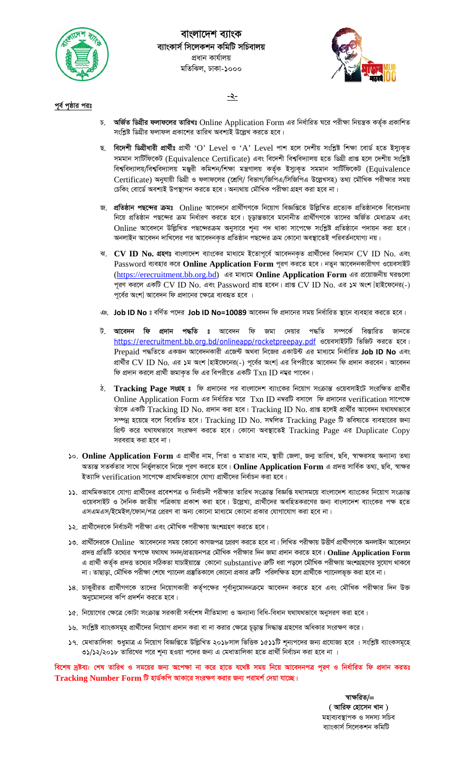# বাংলাদেশ ব্যাংক
## ব্যাংকার্স সিলেকশন কমিটি সচিবালয়
প্রধান কার্যালয়
মতিঝিল, ঢাকা-১০০০

-২-

**পূর্ব পৃষ্ঠার পরঃ**

চ. **অর্জিত ডিগ্রীর ফলাফলের তারিখঃ** Online Application Form এর নির্ধারিত ঘরে পরীক্ষা নিয়ন্ত্রক কর্তৃক প্রকাশিত সংশ্লিষ্ট ডিগ্রীর ফলাফল প্রকাশের তারিখ অবশ্যই উল্লেখ করতে হবে।

ছ. **বিদেশী ডিগ্রীধারী প্রার্থীঃ** প্রার্থী 'O' Level ও 'A' Level পাশ হলে দেশীয় সংশ্লিষ্ট শিক্ষা বোর্ড হতে ইস্যুকৃত সমমান সার্টিফিকেট (Equivalence Certificate) এবং বিদেশী বিশ্ববিদ্যালয় হতে ডিগ্রী প্রাপ্ত হলে দেশীয় সংশ্লিষ্ট বিশ্ববিদ্যালয়/বিশ্ববিদ্যালয় মঞ্জুরী কমিশন/শিক্ষা মন্ত্রণালয় কর্তৃক ইস্যুকৃত সমমান সার্টিফিকেট (Equivalence Certificate) অনুযায়ী ডিগ্রী ও ফলাফলের (শ্রেণি/ বিভাগ/জিপিএ/সিজিপিএ উল্লেখসহ) তথ্য মৌখিক পরীক্ষার সময় চেকিং বোর্ডে অবশ্যই উপস্থাপন করতে হবে। অন্যথায় মৌখিক পরীক্ষা গ্রহণ করা হবে না।

জ. **প্রতিষ্ঠান পছন্দের ক্রমঃ** Online আবেদনে প্রার্থীগণকে নিয়োগ বিজ্ঞপ্তিতে উল্লিখিত প্রত্যেক প্রতিষ্ঠানকে বিবেচনায় নিয়ে প্রতিষ্ঠান পছন্দের ক্রম নির্ধারণ করতে হবে। চূড়ান্তভাবে মনোনীত প্রার্থীগণকে তাদের অর্জিত মেধাক্রম এবং Online আবেদনে উল্লিখিত পছন্দেরক্রম অনুসারে শূন্য পদ থাকা সাপেক্ষে সংশ্লিষ্ট প্রতিষ্ঠানে পদায়ন করা হবে। অনলাইন আবেদন দাখিলের পর আবেদনকৃত প্রতিষ্ঠান পছন্দের ক্রম কোনো অবস্থাতেই পরিবর্তনযোগ্য নয়।

ঝ. **CV ID No. গ্রহণঃ** বাংলাদেশ ব্যাংকের মাধ্যমে ইতোপূর্বে আবেদনকৃত প্রার্থীদের বিদ্যমান CV ID No. এবং Password ব্যবহার করে **Online Application Form** পূরণ করতে হবে। নতুন আবেদনকারীগণ ওয়েবসাইট (https://erecruitment.bb.org.bd) এর মাধ্যমে **Online Application Form** এর প্রয়োজনীয় ঘরগুলো পূরণ করলে একটি CV ID No. এবং Password প্রাপ্ত হবেন। প্রাপ্ত CV ID No. এর ১ম অংশ [হাইফেনের(-) পূর্বের অংশ] আবেদন ফি প্রদানের ক্ষেত্রে ব্যবহৃত হবে ।

ঞ. **Job ID No** ঃ বর্ণিত পদের **Job ID No=10089** আবেদন ফি প্রদানের সময় নির্ধারিত স্থানে ব্যবহার করতে হবে।

ট. **আবেদন ফি প্রদান পদ্ধতি ঃ** আবেদন ফি জমা দেয়ার পদ্ধতি সম্পর্কে বিস্তারিত জানতে https://erecruitment.bb.org.bd/onlineapp/rocketpreepay.pdf ওয়েবসাইটটি ভিজিট করতে হবে। Prepaid পদ্ধতিতে একজন আবেদনকারী এজেন্ট অথবা নিজের একাউন্ট এর মাধ্যমে নির্ধারিত **Job ID No** এবং প্রার্থীর CV ID No. এর ১ম অংশ [হাইফেনের(-) পূর্বের অংশ] এর বিপরীতে আবেদন ফি প্রদান করবেন। আবেদন ফি প্রদান করলে প্রার্থী জমাকৃত ফি এর বিপরীতে একটি Txn ID নম্বর পাবেন।

ঠ. **Tracking Page সংগ্রহ ঃ** ফি প্রদানের পর বাংলাদেশ ব্যাংকের নিয়োগ সংক্রান্ত ওয়েবসাইটে সংরক্ষিত প্রার্থীর Online Application Form এর নির্ধারিত ঘরে Txn ID নম্বরটি বসালে ফি প্রদানের verification সাপেক্ষে তাঁকে একটি Tracking ID No. প্রদান করা হবে। Tracking ID No. প্রাপ্ত হলেই প্রার্থীর আবেদন যথাযথভাবে সম্পন্ন হয়েছে বলে বিবেচিত হবে। Tracking ID No. সম্বলিত Tracking Page টি ভবিষ্যতে ব্যবহারের জন্য প্রিন্ট করে যথাযথভাবে সংরক্ষণ করতে হবে। কোনো অবস্থাতেই Tracking Page এর Duplicate Copy সরবরাহ করা হবে না।

১০. **Online Application Form** এ প্রার্থীর নাম, পিতা ও মাতার নাম, স্থায়ী জেলা, জন্ম তারিখ, ছবি, স্বাক্ষরসহ অন্যান্য তথ্য অত্যন্ত সতর্কতার সাথে নির্ভুলভাবে নিজে পূরণ করতে হবে। **Online Application Form** এ প্রদত্ত সার্বিক তথ্য, ছবি, স্বাক্ষর ইত্যাদি verification সাপেক্ষে প্রাথমিকভাবে যোগ্য প্রার্থীদের নির্বাচন করা হবে।

১১. প্রাথমিকভাবে যোগ্য প্রার্থীদের প্রবেশপত্র ও নির্বাচনী পরীক্ষার তারিখ সংক্রান্ত বিজ্ঞপ্তি যথাসময়ে বাংলাদেশ ব্যাংকের নিয়োগ সংক্রান্ত ওয়েবসাইট ও দৈনিক জাতীয় পত্রিকায় প্রকাশ করা হবে। উল্লেখ্য, প্রার্থীদের অবহিতকরণের জন্য বাংলাদেশ ব্যাংকের পক্ষ হতে এসএমএস/ইমেইল/ফোন/পত্র প্রেরণ বা অন্য কোনো মাধ্যমে কোনো প্রকার যোগাযোগ করা হবে না।

১২. প্রার্থীদেরকে নির্বাচনী পরীক্ষা এবং মৌখিক পরীক্ষায় অংশগ্রহণ করতে হবে।

১৩. প্রার্থীদেরকে Online আবেদনের সময় কোনো কাগজপত্র প্রেরণ করতে হবে না। লিখিত পরীক্ষায় উত্তীর্ণ প্রার্থীগণকে অনলাইন আবেদনে প্রদত্ত প্রতিটি তথ্যের স্বপক্ষে যথাযথ সনদ/প্রত্যয়নপত্র মৌখিক পরীক্ষার দিন জমা প্রদান করতে হবে। **Online Application Form** এ প্রার্থী কর্তৃক প্রদত্ত তথ্যের সঠিকতা যাচাইয়ান্তে কোনো substantive ত্রুটি ধরা পড়লে মৌখিক পরীক্ষায় অংশগ্রহণের সুযোগ থাকবে না। তাছাড়া, মৌখিক পরীক্ষা শেষে প্যানেল প্রস্তুতিকালে কোনো প্রকার ত্রুটি পরিলক্ষিত হলে প্রার্থীকে প্যানেলভুক্ত করা হবে না।

১৪. চাকুরীরত প্রার্থীগণকে তাদের নিয়োগকারী কর্তৃপক্ষের পূর্বানুমোদনক্রমে আবেদন করতে হবে এবং মৌখিক পরীক্ষার দিন উক্ত অনুমোদনের কপি প্রদর্শন করতে হবে।

১৫. নিয়োগের ক্ষেত্রে কোটা সংক্রান্ত সরকারী সর্বশেষ নীতিমালা ও অন্যান্য বিধি-বিধান যথাযথভাবে অনুসরণ করা হবে।

১৬. সংশ্লিষ্ট ব্যাংকসমূহ প্রার্থীদের নিয়োগ প্রদান করা বা না করার ক্ষেত্রে চূড়ান্ত সিদ্ধান্ত গ্রহণের অধিকার সংরক্ষণ করে।

১৭. মেধাতালিকা শুধুমাত্র এ নিয়োগ বিজ্ঞপ্তিতে উল্লিখিত ২০১৮সাল ভিত্তিক ১৫১১টি শূন্যপদের জন্য প্রযোজ্য হবে । সংশ্লিষ্ট ব্যাংকসমূহে ৩১/১২/২০১৮ তারিখের পরে শূন্য হওয়া পদের জন্য এ মেধাতালিকা হতে প্রার্থী নির্বাচন করা হবে না ।

**বিশেষ দ্রষ্টব্য: শেষ তারিখ ও সময়ের জন্য অপেক্ষা না করে হাতে যথেষ্ট সময় নিয়ে আবেদনপত্র পূরণ ও নির্ধারিত ফি প্রদান করতঃ Tracking Number Form টি হার্ডকপি আকারে সংরক্ষণ করার জন্য পরামর্শ দেয়া যাচ্ছে।**

স্বাক্ষরিত/=
( আরিফ হোসেন খান )
মহাব্যবস্থাপক ও সদস্য সচিব
ব্যাংকার্স সিলেকশন কমিটি